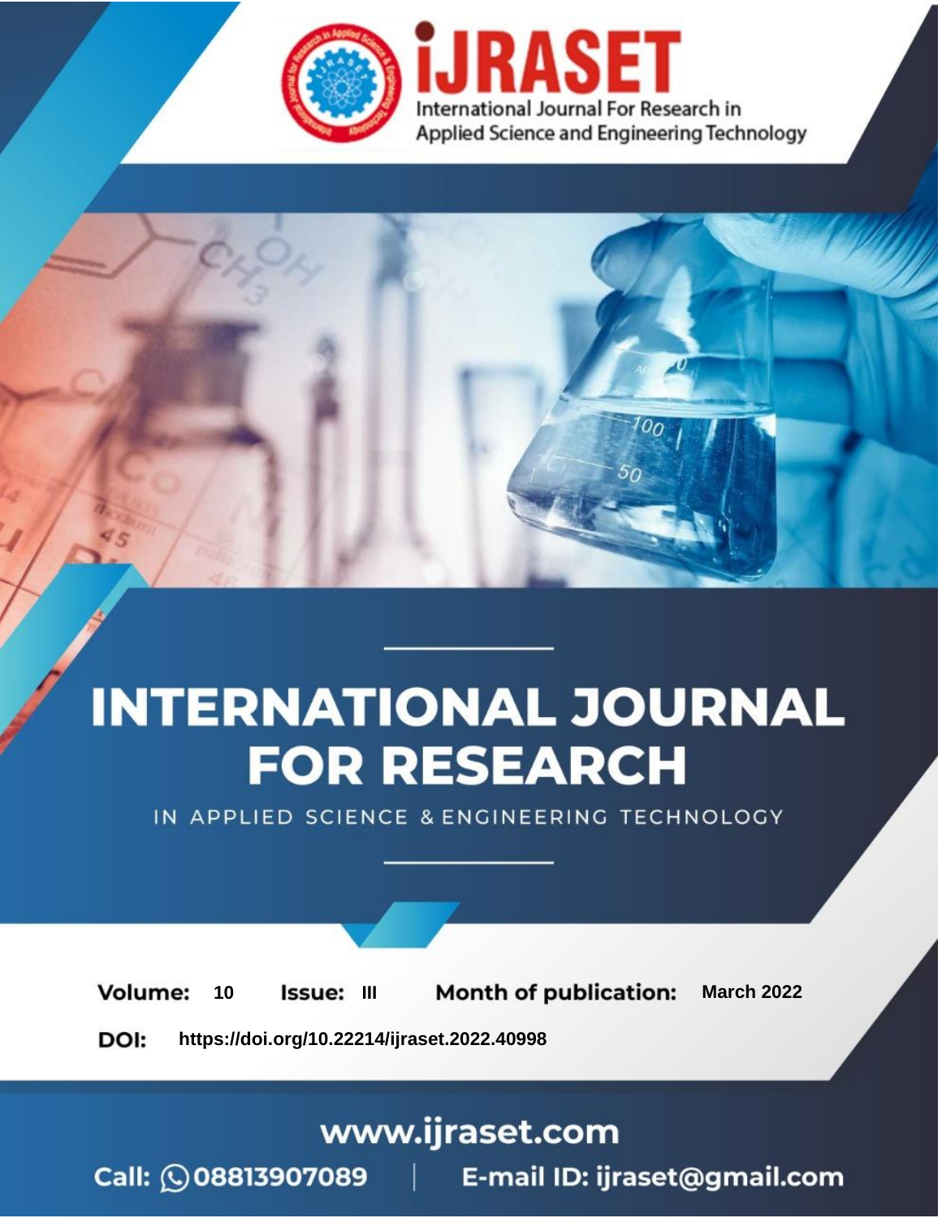iJRASET

International Journal For Research in Applied Science and Engineering Technology

# INTERNATIONAL JOURNAL FOR RESEARCH

IN APPLIED SCIENCE & ENGINEERING TECHNOLOGY

**Volume:** 10 **Issue:** III **Month of publication:** March 2022

**DOI:** https://doi.org/10.22214/ijraset.2022.40998

www.ijraset.com

Call: 08813907089 | E-mail ID: ijraset@gmail.com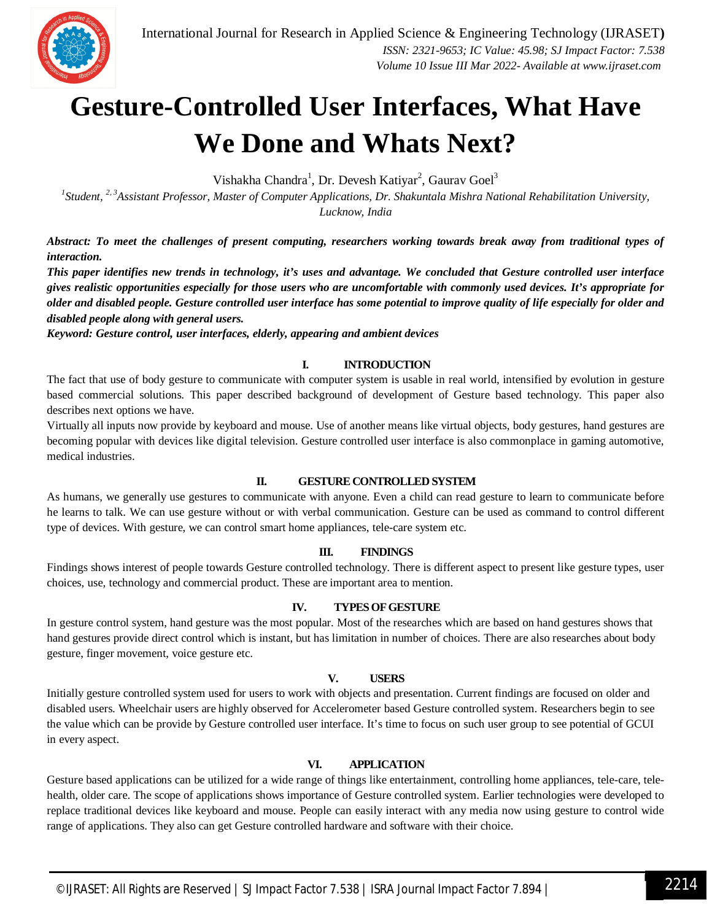# Gesture-Controlled User Interfaces, What Have We Done and Whats Next?

Vishakha Chandra[1], Dr. Devesh Katiyar[2], Gaurav Goel[3]

[1]*Student,* [2, 3]*Assistant Professor, Master of Computer Applications, Dr. Shakuntala Mishra National Rehabilitation University, Lucknow, India*

***Abstract:** To meet the challenges of present computing, researchers working towards break away from traditional types of interaction.*

***This paper identifies new trends in technology, it's uses and advantage. We concluded that Gesture controlled user interface gives realistic opportunities especially for those users who are uncomfortable with commonly used devices. It's appropriate for older and disabled people. Gesture controlled user interface has some potential to improve quality of life especially for older and disabled people along with general users.***

***Keyword:** Gesture control, user interfaces, elderly, appearing and ambient devices*

## I. INTRODUCTION

The fact that use of body gesture to communicate with computer system is usable in real world, intensified by evolution in gesture based commercial solutions. This paper described background of development of Gesture based technology. This paper also describes next options we have.

Virtually all inputs now provide by keyboard and mouse. Use of another means like virtual objects, body gestures, hand gestures are becoming popular with devices like digital television. Gesture controlled user interface is also commonplace in gaming automotive, medical industries.

## II. GESTURE CONTROLLED SYSTEM

As humans, we generally use gestures to communicate with anyone. Even a child can read gesture to learn to communicate before he learns to talk. We can use gesture without or with verbal communication. Gesture can be used as command to control different type of devices. With gesture, we can control smart home appliances, tele-care system etc.

## III. FINDINGS

Findings shows interest of people towards Gesture controlled technology. There is different aspect to present like gesture types, user choices, use, technology and commercial product. These are important area to mention.

## IV. TYPES OF GESTURE

In gesture control system, hand gesture was the most popular. Most of the researches which are based on hand gestures shows that hand gestures provide direct control which is instant, but has limitation in number of choices. There are also researches about body gesture, finger movement, voice gesture etc.

## V. USERS

Initially gesture controlled system used for users to work with objects and presentation. Current findings are focused on older and disabled users. Wheelchair users are highly observed for Accelerometer based Gesture controlled system. Researchers begin to see the value which can be provide by Gesture controlled user interface. It's time to focus on such user group to see potential of GCUI in every aspect.

## VI. APPLICATION

Gesture based applications can be utilized for a wide range of things like entertainment, controlling home appliances, tele-care, tele-health, older care. The scope of applications shows importance of Gesture controlled system. Earlier technologies were developed to replace traditional devices like keyboard and mouse. People can easily interact with any media now using gesture to control wide range of applications. They also can get Gesture controlled hardware and software with their choice.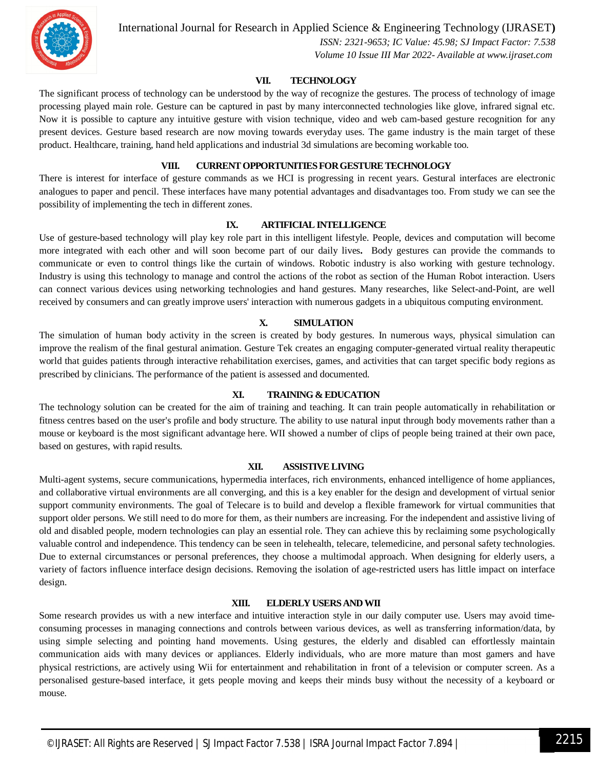## VII. TECHNOLOGY

The significant process of technology can be understood by the way of recognize the gestures. The process of technology of image processing played main role. Gesture can be captured in past by many interconnected technologies like glove, infrared signal etc. Now it is possible to capture any intuitive gesture with vision technique, video and web cam-based gesture recognition for any present devices. Gesture based research are now moving towards everyday uses. The game industry is the main target of these product. Healthcare, training, hand held applications and industrial 3d simulations are becoming workable too.

## VIII. CURRENT OPPORTUNITIES FOR GESTURE TECHNOLOGY

There is interest for interface of gesture commands as we HCI is progressing in recent years. Gestural interfaces are electronic analogues to paper and pencil. These interfaces have many potential advantages and disadvantages too. From study we can see the possibility of implementing the tech in different zones.

## IX. ARTIFICIAL INTELLIGENCE

Use of gesture-based technology will play key role part in this intelligent lifestyle. People, devices and computation will become more integrated with each other and will soon become part of our daily lives**.** Body gestures can provide the commands to communicate or even to control things like the curtain of windows. Robotic industry is also working with gesture technology. Industry is using this technology to manage and control the actions of the robot as section of the Human Robot interaction. Users can connect various devices using networking technologies and hand gestures. Many researches, like Select-and-Point, are well received by consumers and can greatly improve users' interaction with numerous gadgets in a ubiquitous computing environment.

## X. SIMULATION

The simulation of human body activity in the screen is created by body gestures. In numerous ways, physical simulation can improve the realism of the final gestural animation. Gesture Tek creates an engaging computer-generated virtual reality therapeutic world that guides patients through interactive rehabilitation exercises, games, and activities that can target specific body regions as prescribed by clinicians. The performance of the patient is assessed and documented.

## XI. TRAINING & EDUCATION

The technology solution can be created for the aim of training and teaching. It can train people automatically in rehabilitation or fitness centres based on the user's profile and body structure. The ability to use natural input through body movements rather than a mouse or keyboard is the most significant advantage here. WII showed a number of clips of people being trained at their own pace, based on gestures, with rapid results.

## XII. ASSISTIVE LIVING

Multi-agent systems, secure communications, hypermedia interfaces, rich environments, enhanced intelligence of home appliances, and collaborative virtual environments are all converging, and this is a key enabler for the design and development of virtual senior support community environments. The goal of Telecare is to build and develop a flexible framework for virtual communities that support older persons. We still need to do more for them, as their numbers are increasing. For the independent and assistive living of old and disabled people, modern technologies can play an essential role. They can achieve this by reclaiming some psychologically valuable control and independence. This tendency can be seen in telehealth, telecare, telemedicine, and personal safety technologies. Due to external circumstances or personal preferences, they choose a multimodal approach. When designing for elderly users, a variety of factors influence interface design decisions. Removing the isolation of age-restricted users has little impact on interface design.

## XIII. ELDERLY USERS AND WII

Some research provides us with a new interface and intuitive interaction style in our daily computer use. Users may avoid time-consuming processes in managing connections and controls between various devices, as well as transferring information/data, by using simple selecting and pointing hand movements. Using gestures, the elderly and disabled can effortlessly maintain communication aids with many devices or appliances. Elderly individuals, who are more mature than most gamers and have physical restrictions, are actively using Wii for entertainment and rehabilitation in front of a television or computer screen. As a personalised gesture-based interface, it gets people moving and keeps their minds busy without the necessity of a keyboard or mouse.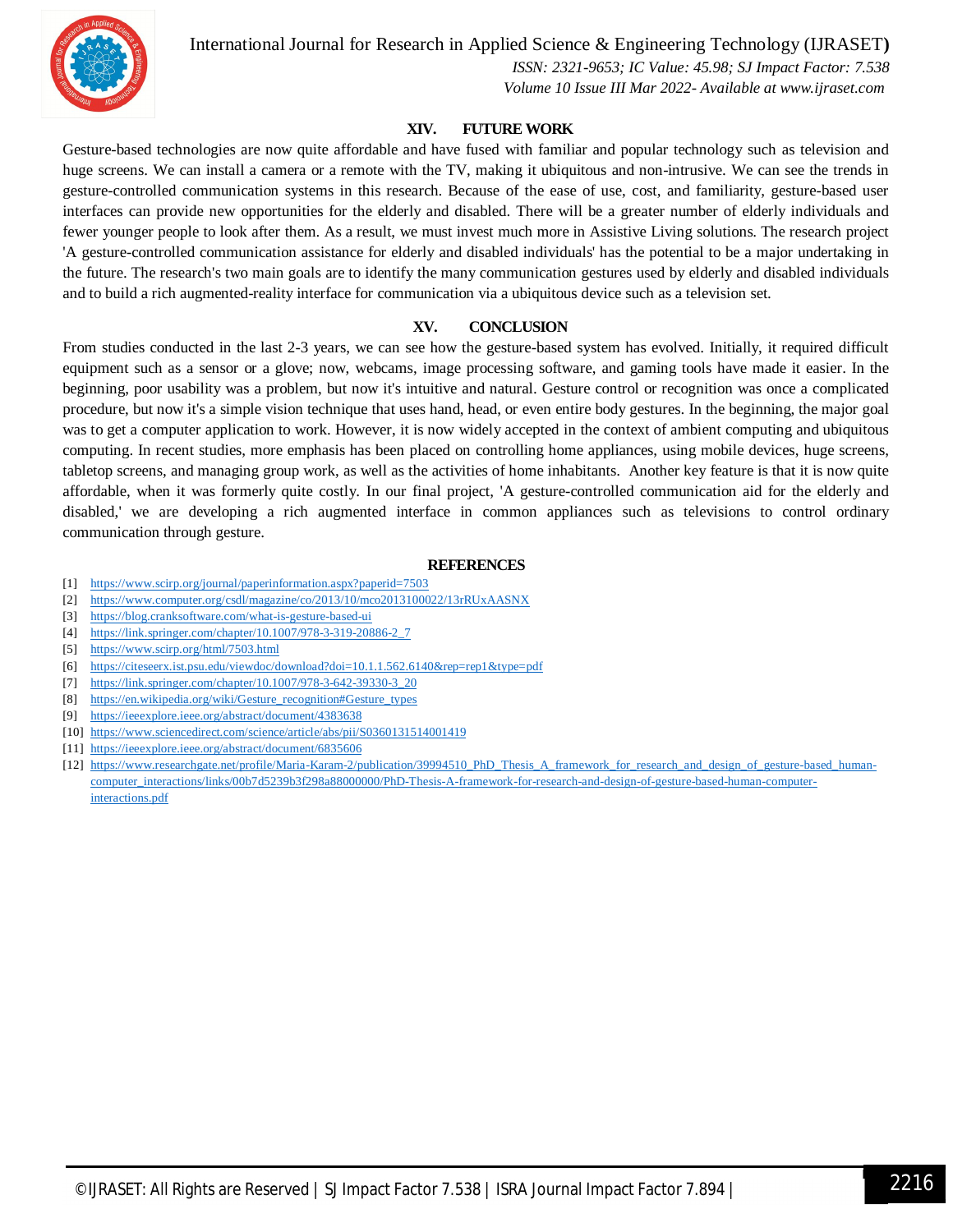## XIV. FUTURE WORK

Gesture-based technologies are now quite affordable and have fused with familiar and popular technology such as television and huge screens. We can install a camera or a remote with the TV, making it ubiquitous and non-intrusive. We can see the trends in gesture-controlled communication systems in this research. Because of the ease of use, cost, and familiarity, gesture-based user interfaces can provide new opportunities for the elderly and disabled. There will be a greater number of elderly individuals and fewer younger people to look after them. As a result, we must invest much more in Assistive Living solutions. The research project 'A gesture-controlled communication assistance for elderly and disabled individuals' has the potential to be a major undertaking in the future. The research's two main goals are to identify the many communication gestures used by elderly and disabled individuals and to build a rich augmented-reality interface for communication via a ubiquitous device such as a television set.

## XV. CONCLUSION

From studies conducted in the last 2-3 years, we can see how the gesture-based system has evolved. Initially, it required difficult equipment such as a sensor or a glove; now, webcams, image processing software, and gaming tools have made it easier. In the beginning, poor usability was a problem, but now it's intuitive and natural. Gesture control or recognition was once a complicated procedure, but now it's a simple vision technique that uses hand, head, or even entire body gestures. In the beginning, the major goal was to get a computer application to work. However, it is now widely accepted in the context of ambient computing and ubiquitous computing. In recent studies, more emphasis has been placed on controlling home appliances, using mobile devices, huge screens, tabletop screens, and managing group work, as well as the activities of home inhabitants. Another key feature is that it is now quite affordable, when it was formerly quite costly. In our final project, 'A gesture-controlled communication aid for the elderly and disabled,' we are developing a rich augmented interface in common appliances such as televisions to control ordinary communication through gesture.

## REFERENCES

[1] https://www.scirp.org/journal/paperinformation.aspx?paperid=7503
[2] https://www.computer.org/csdl/magazine/co/2013/10/mco2013100022/13rRUxAASNX
[3] https://blog.cranksoftware.com/what-is-gesture-based-ui
[4] https://link.springer.com/chapter/10.1007/978-3-319-20886-2_7
[5] https://www.scirp.org/html/7503.html
[6] https://citeseerx.ist.psu.edu/viewdoc/download?doi=10.1.1.562.6140&rep=rep1&type=pdf
[7] https://link.springer.com/chapter/10.1007/978-3-642-39330-3_20
[8] https://en.wikipedia.org/wiki/Gesture_recognition#Gesture_types
[9] https://ieeexplore.ieee.org/abstract/document/4383638
[10] https://www.sciencedirect.com/science/article/abs/pii/S0360131514001419
[11] https://ieeexplore.ieee.org/abstract/document/6835606
[12] https://www.researchgate.net/profile/Maria-Karam-2/publication/39994510_PhD_Thesis_A_framework_for_research_and_design_of_gesture-based_human-computer_interactions/links/00b7d5239b3f298a88000000/PhD-Thesis-A-framework-for-research-and-design-of-gesture-based-human-computer-interactions.pdf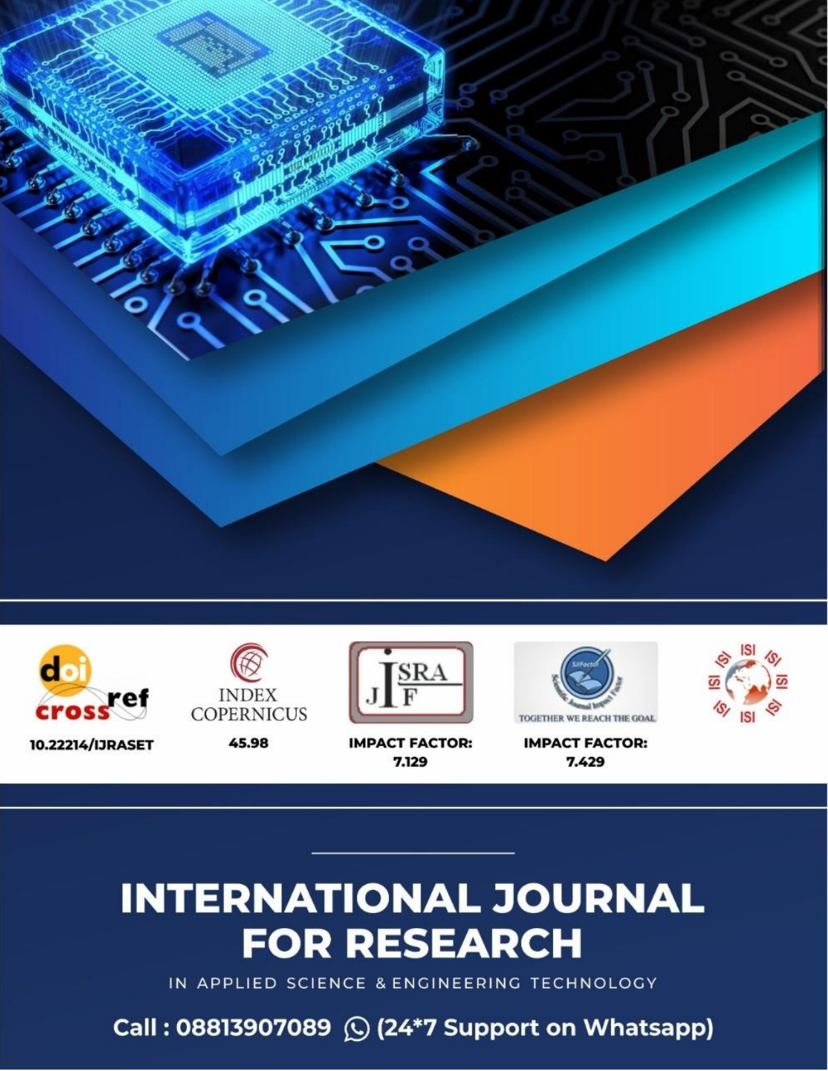10.22214/IJRASET

INDEX COPERNICUS

45.98

IMPACT FACTOR: 7.129

IMPACT FACTOR: 7.429

# INTERNATIONAL JOURNAL FOR RESEARCH

IN APPLIED SCIENCE & ENGINEERING TECHNOLOGY

Call : 08813907089 (24*7 Support on Whatsapp)